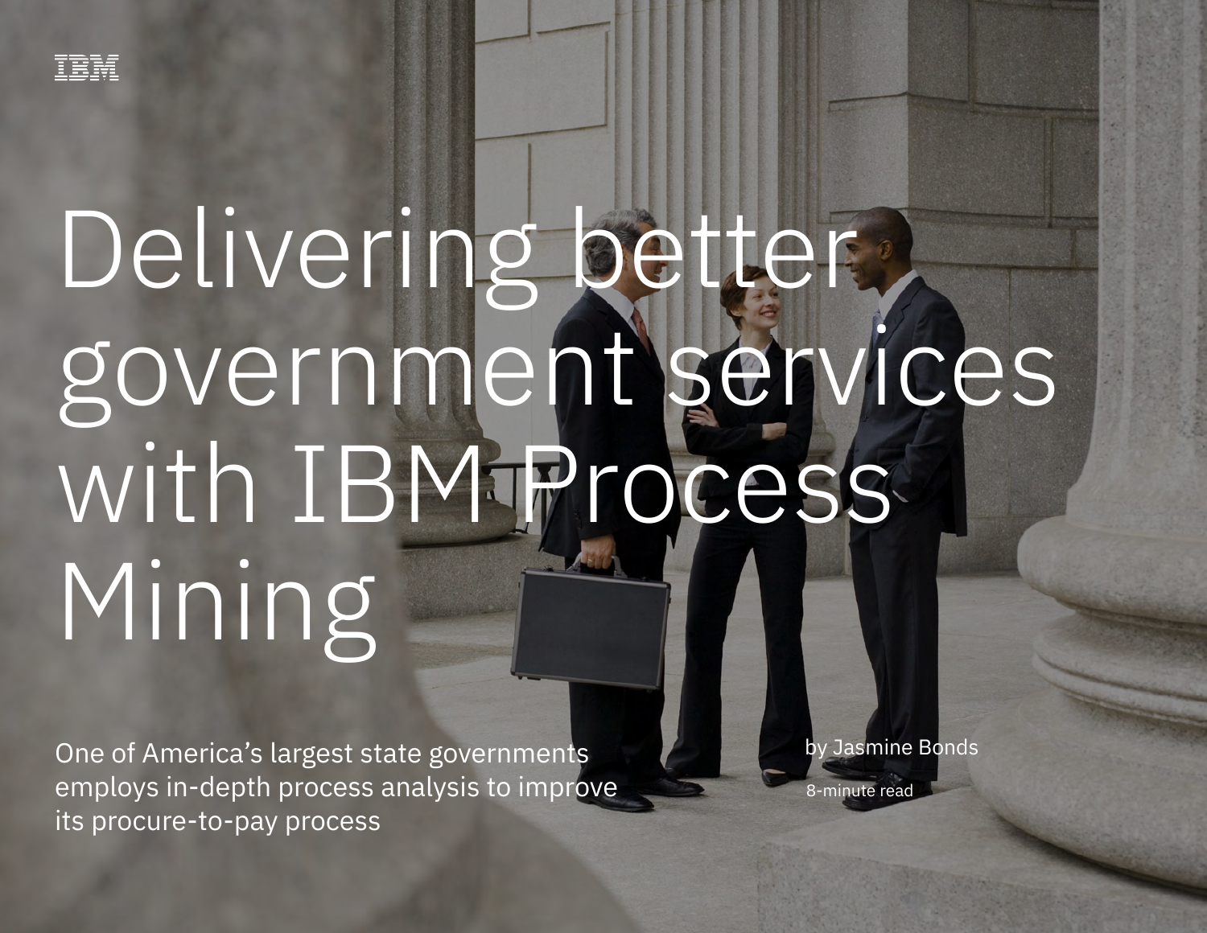IBM

# Delivering better government services with IBM Process Mining

One of America's largest state governments employs in-depth process analysis to improve its procure-to-pay process

by Jasmine Bonds

8-minute read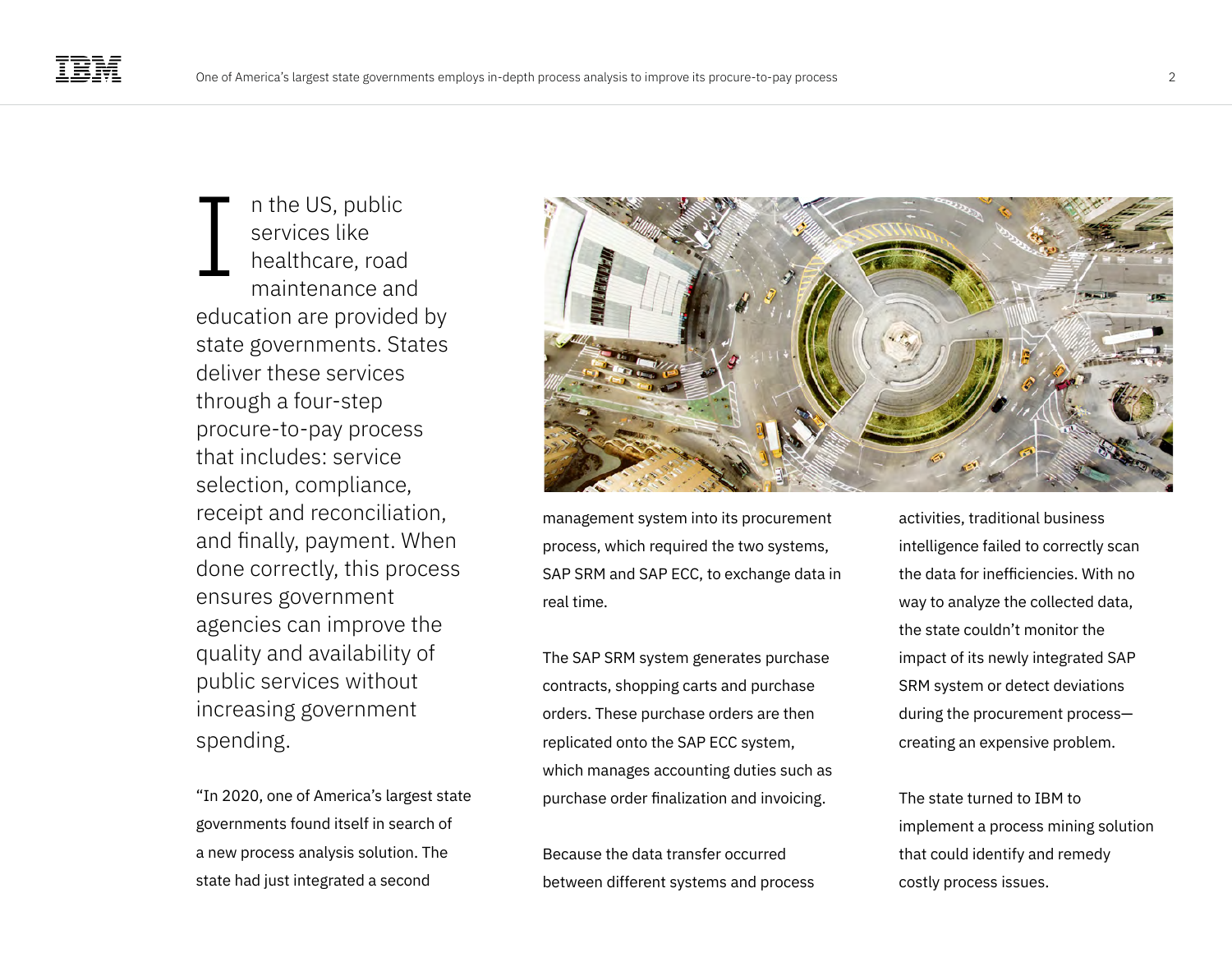In the US, public services like healthcare, road maintenance and education are provided by state governments. States deliver these services through a four-step procure-to-pay process that includes: service selection, compliance, receipt and reconciliation, and finally, payment. When done correctly, this process ensures government agencies can improve the quality and availability of public services without increasing government spending.

"In 2020, one of America's largest state governments found itself in search of a new process analysis solution. The state had just integrated a second management system into its procurement process, which required the two systems, SAP SRM and SAP ECC, to exchange data in real time.

The SAP SRM system generates purchase contracts, shopping carts and purchase orders. These purchase orders are then replicated onto the SAP ECC system, which manages accounting duties such as purchase order finalization and invoicing.

Because the data transfer occurred between different systems and process activities, traditional business intelligence failed to correctly scan the data for inefficiencies. With no way to analyze the collected data, the state couldn't monitor the impact of its newly integrated SAP SRM system or detect deviations during the procurement process—creating an expensive problem.

The state turned to IBM to implement a process mining solution that could identify and remedy costly process issues.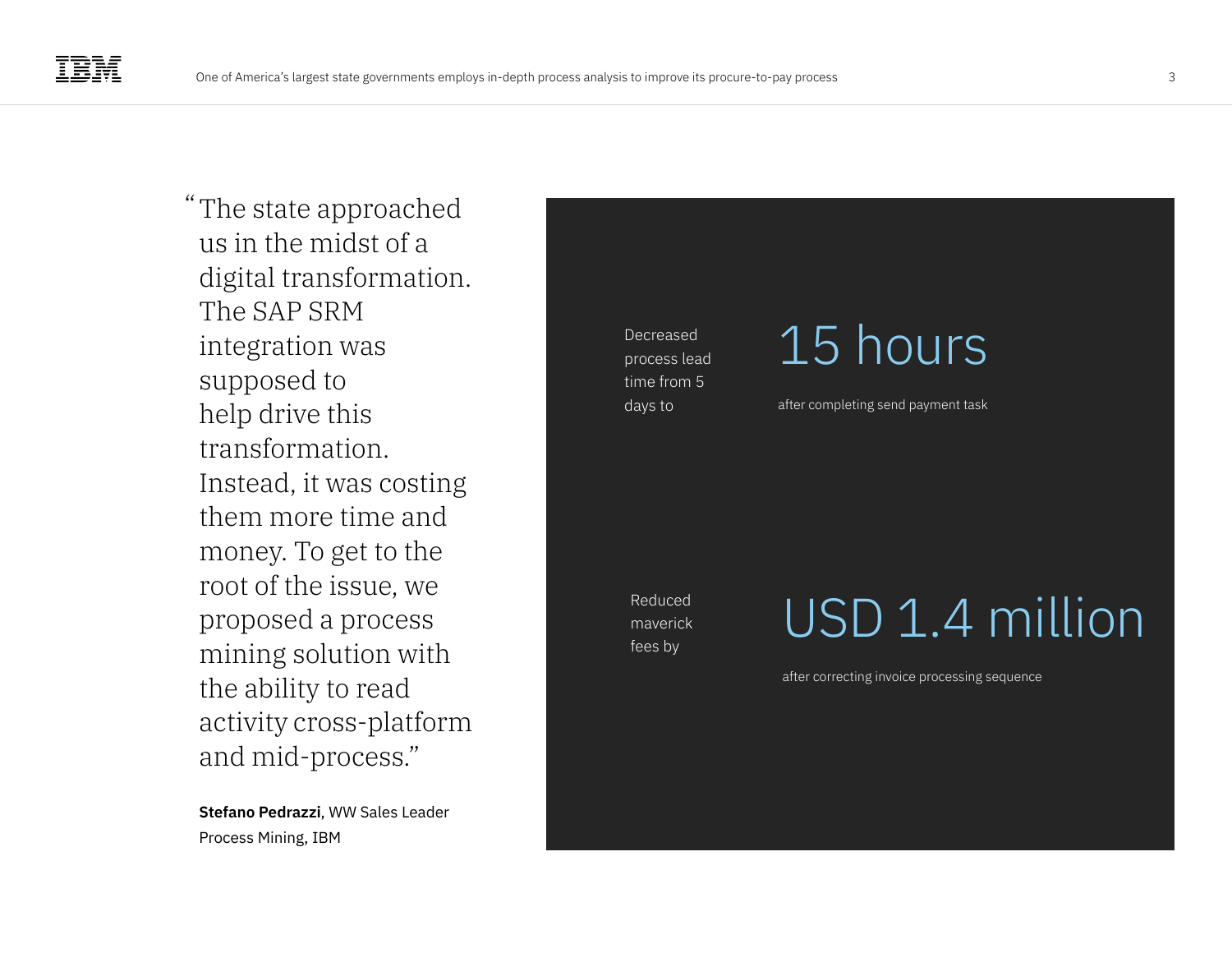"The state approached us in the midst of a digital transformation. The SAP SRM integration was supposed to help drive this transformation. Instead, it was costing them more time and money. To get to the root of the issue, we proposed a process mining solution with the ability to read activity cross-platform and mid-process."

**Stefano Pedrazzi**, WW Sales Leader Process Mining, IBM

Decreased process lead time from 5 days to

**15 hours**

after completing send payment task

Reduced maverick fees by

**USD 1.4 million**

after correcting invoice processing sequence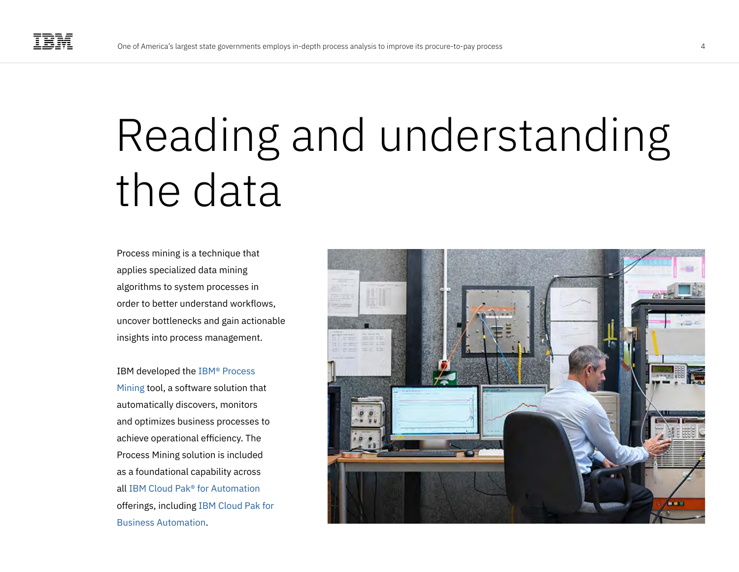# Reading and understanding the data

Process mining is a technique that applies specialized data mining algorithms to system processes in order to better understand workflows, uncover bottlenecks and gain actionable insights into process management.

IBM developed the IBM® Process Mining tool, a software solution that automatically discovers, monitors and optimizes business processes to achieve operational efficiency. The Process Mining solution is included as a foundational capability across all IBM Cloud Pak® for Automation offerings, including IBM Cloud Pak for Business Automation.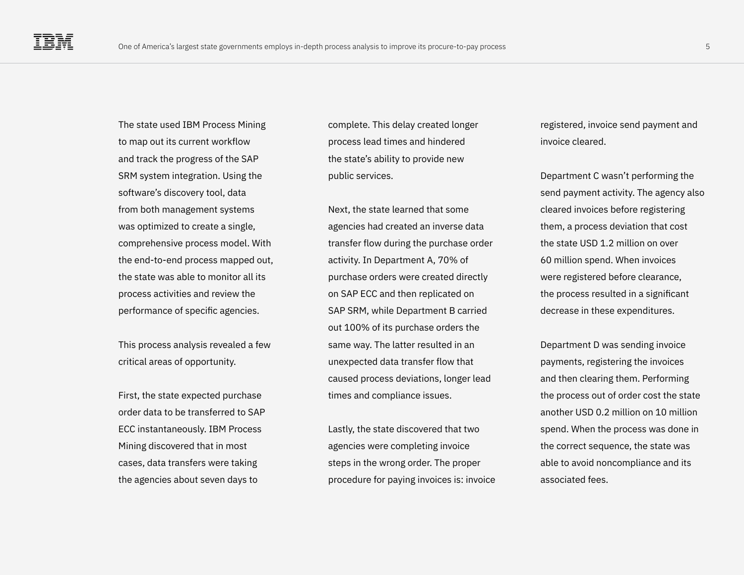The state used IBM Process Mining to map out its current workflow and track the progress of the SAP SRM system integration. Using the software's discovery tool, data from both management systems was optimized to create a single, comprehensive process model. With the end-to-end process mapped out, the state was able to monitor all its process activities and review the performance of specific agencies.

This process analysis revealed a few critical areas of opportunity.

First, the state expected purchase order data to be transferred to SAP ECC instantaneously. IBM Process Mining discovered that in most cases, data transfers were taking the agencies about seven days to complete. This delay created longer process lead times and hindered the state's ability to provide new public services.

Next, the state learned that some agencies had created an inverse data transfer flow during the purchase order activity. In Department A, 70% of purchase orders were created directly on SAP ECC and then replicated on SAP SRM, while Department B carried out 100% of its purchase orders the same way. The latter resulted in an unexpected data transfer flow that caused process deviations, longer lead times and compliance issues.

Lastly, the state discovered that two agencies were completing invoice steps in the wrong order. The proper procedure for paying invoices is: invoice registered, invoice send payment and invoice cleared.

Department C wasn't performing the send payment activity. The agency also cleared invoices before registering them, a process deviation that cost the state USD 1.2 million on over 60 million spend. When invoices were registered before clearance, the process resulted in a significant decrease in these expenditures.

Department D was sending invoice payments, registering the invoices and then clearing them. Performing the process out of order cost the state another USD 0.2 million on 10 million spend. When the process was done in the correct sequence, the state was able to avoid noncompliance and its associated fees.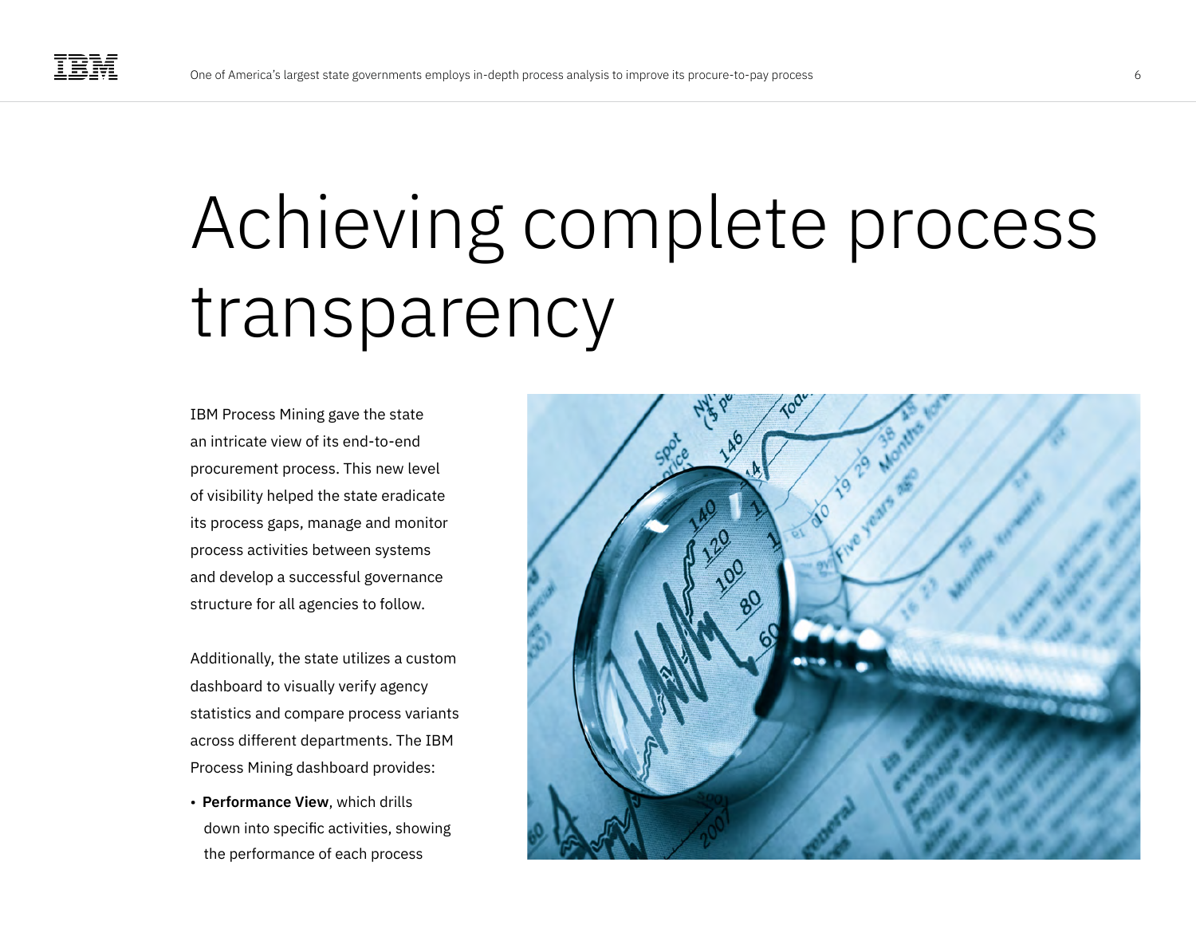# Achieving complete process transparency

IBM Process Mining gave the state an intricate view of its end-to-end procurement process. This new level of visibility helped the state eradicate its process gaps, manage and monitor process activities between systems and develop a successful governance structure for all agencies to follow.

Additionally, the state utilizes a custom dashboard to visually verify agency statistics and compare process variants across different departments. The IBM Process Mining dashboard provides:

- **Performance View**, which drills down into specific activities, showing the performance of each process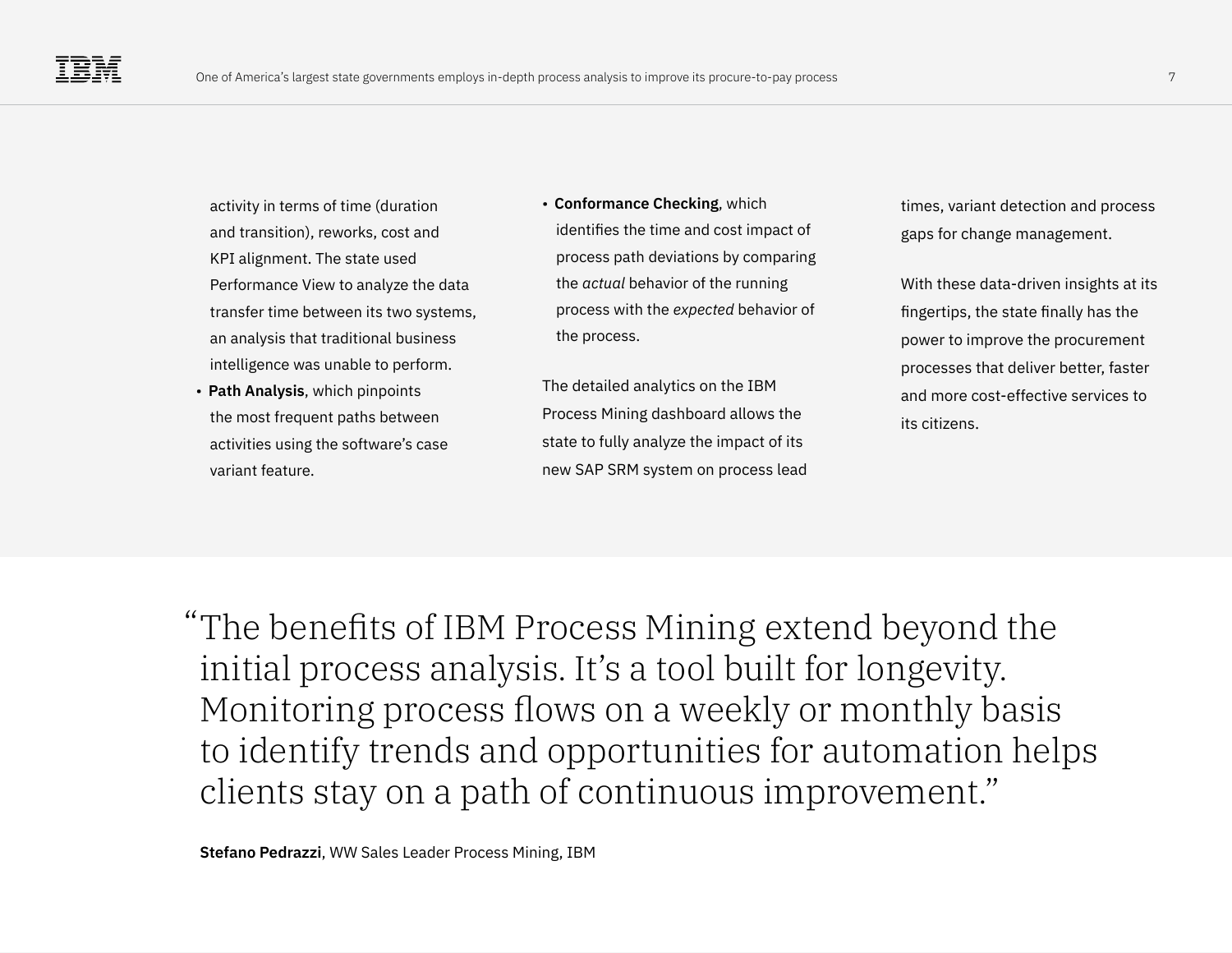activity in terms of time (duration and transition), reworks, cost and KPI alignment. The state used Performance View to analyze the data transfer time between its two systems, an analysis that traditional business intelligence was unable to perform.

- **Path Analysis**, which pinpoints the most frequent paths between activities using the software's case variant feature.
- **Conformance Checking**, which identifies the time and cost impact of process path deviations by comparing the *actual* behavior of the running process with the *expected* behavior of the process.

The detailed analytics on the IBM Process Mining dashboard allows the state to fully analyze the impact of its new SAP SRM system on process lead times, variant detection and process gaps for change management.

With these data-driven insights at its fingertips, the state finally has the power to improve the procurement processes that deliver better, faster and more cost-effective services to its citizens.

> "The benefits of IBM Process Mining extend beyond the initial process analysis. It's a tool built for longevity. Monitoring process flows on a weekly or monthly basis to identify trends and opportunities for automation helps clients stay on a path of continuous improvement."

**Stefano Pedrazzi**, WW Sales Leader Process Mining, IBM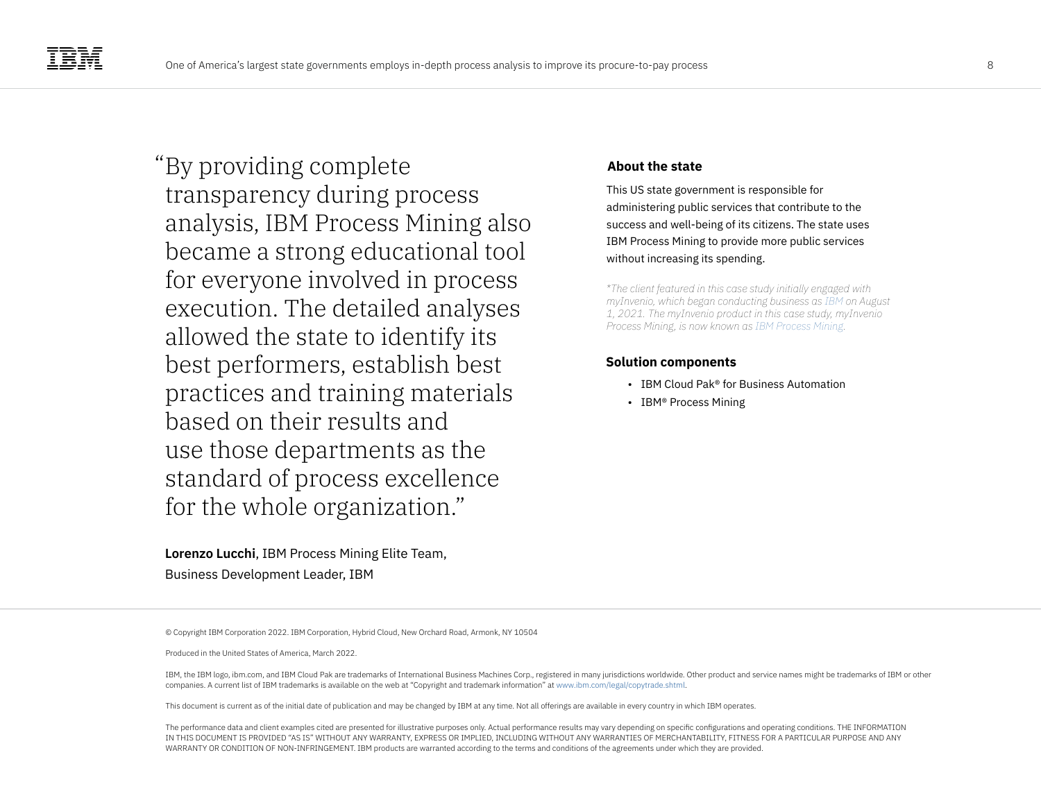"By providing complete transparency during process analysis, IBM Process Mining also became a strong educational tool for everyone involved in process execution. The detailed analyses allowed the state to identify its best performers, establish best practices and training materials based on their results and use those departments as the standard of process excellence for the whole organization."

**Lorenzo Lucchi**, IBM Process Mining Elite Team, Business Development Leader, IBM

### About the state

This US state government is responsible for administering public services that contribute to the success and well-being of its citizens. The state uses IBM Process Mining to provide more public services without increasing its spending.

*\*The client featured in this case study initially engaged with myInvenio, which began conducting business as IBM on August 1, 2021. The myInvenio product in this case study, myInvenio Process Mining, is now known as IBM Process Mining.*

### Solution components

- IBM Cloud Pak® for Business Automation
- IBM® Process Mining

© Copyright IBM Corporation 2022. IBM Corporation, Hybrid Cloud, New Orchard Road, Armonk, NY 10504

Produced in the United States of America, March 2022.

IBM, the IBM logo, ibm.com, and IBM Cloud Pak are trademarks of International Business Machines Corp., registered in many jurisdictions worldwide. Other product and service names might be trademarks of IBM or other companies. A current list of IBM trademarks is available on the web at "Copyright and trademark information" at www.ibm.com/legal/copytrade.shtml.

This document is current as of the initial date of publication and may be changed by IBM at any time. Not all offerings are available in every country in which IBM operates.

The performance data and client examples cited are presented for illustrative purposes only. Actual performance results may vary depending on specific configurations and operating conditions. THE INFORMATION IN THIS DOCUMENT IS PROVIDED "AS IS" WITHOUT ANY WARRANTY, EXPRESS OR IMPLIED, INCLUDING WITHOUT ANY WARRANTIES OF MERCHANTABILITY, FITNESS FOR A PARTICULAR PURPOSE AND ANY WARRANTY OR CONDITION OF NON-INFRINGEMENT. IBM products are warranted according to the terms and conditions of the agreements under which they are provided.